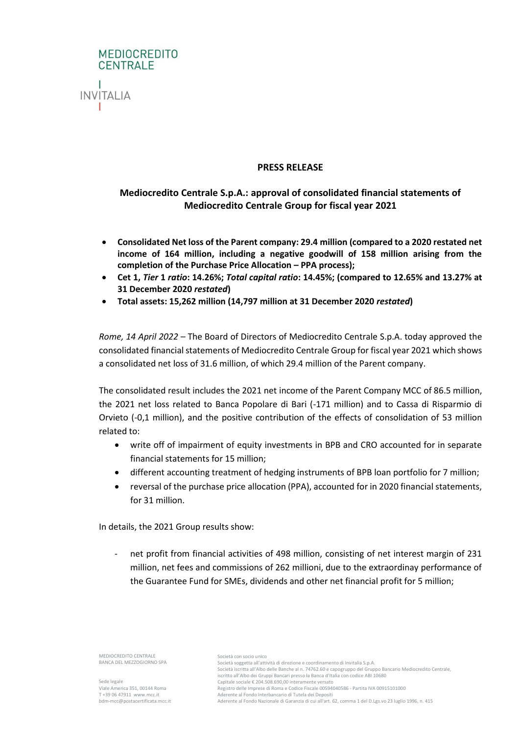MEDIOCREDITO CENTRALE

INVITALIA

**PRESS RELEASE**

## Mediocredito Centrale S.p.A.: approval of consolidated financial statements of Mediocredito Centrale Group for fiscal year 2021

- **Consolidated Net loss of the Parent company: 29.4 million (compared to a 2020 restated net income of 164 million, including a negative goodwill of 158 million arising from the completion of the Purchase Price Allocation – PPA process);**
- **Cet 1, *Tier* 1 *ratio*: 14.26%; *Total capital ratio*: 14.45%; (compared to 12.65% and 13.27% at 31 December 2020 *restated*)**
- **Total assets: 15,262 million (14,797 million at 31 December 2020 *restated*)**

*Rome, 14 April 2022* – The Board of Directors of Mediocredito Centrale S.p.A. today approved the consolidated financial statements of Mediocredito Centrale Group for fiscal year 2021 which shows a consolidated net loss of 31.6 million, of which 29.4 million of the Parent company.

The consolidated result includes the 2021 net income of the Parent Company MCC of 86.5 million, the 2021 net loss related to Banca Popolare di Bari (-171 million) and to Cassa di Risparmio di Orvieto (-0,1 million), and the positive contribution of the effects of consolidation of 53 million related to:

- write off of impairment of equity investments in BPB and CRO accounted for in separate financial statements for 15 million;
- different accounting treatment of hedging instruments of BPB loan portfolio for 7 million;
- reversal of the purchase price allocation (PPA), accounted for in 2020 financial statements, for 31 million.

In details, the 2021 Group results show:

- net profit from financial activities of 498 million, consisting of net interest margin of 231 million, net fees and commissions of 262 millioni, due to the extraordinay performance of the Guarantee Fund for SMEs, dividends and other net financial profit for 5 million;

MEDIOCREDITO CENTRALE
BANCA DEL MEZZOGIORNO SPA

Sede legale
Viale America 351, 00144 Roma
T +39 06 47911 www.mcc.it
bdm-mcc@postacertificata.mcc.it

Società con socio unico
Società soggetta all'attività di direzione e coordinamento di Invitalia S.p.A.
Società iscritta all'Albo delle Banche al n. 74762.60 e capogruppo del Gruppo Bancario Mediocredito Centrale, iscritto all'Albo dei Gruppi Bancari presso la Banca d'Italia con codice ABI 10680
Capitale sociale € 204.508.690,00 interamente versato
Registro delle Imprese di Roma e Codice Fiscale 00594040586 - Partita IVA 00915101000
Aderente al Fondo Interbancario di Tutela dei Depositi
Aderente al Fondo Nazionale di Garanzia di cui all'art. 62, comma 1 del D.Lgs.vo 23 luglio 1996, n. 415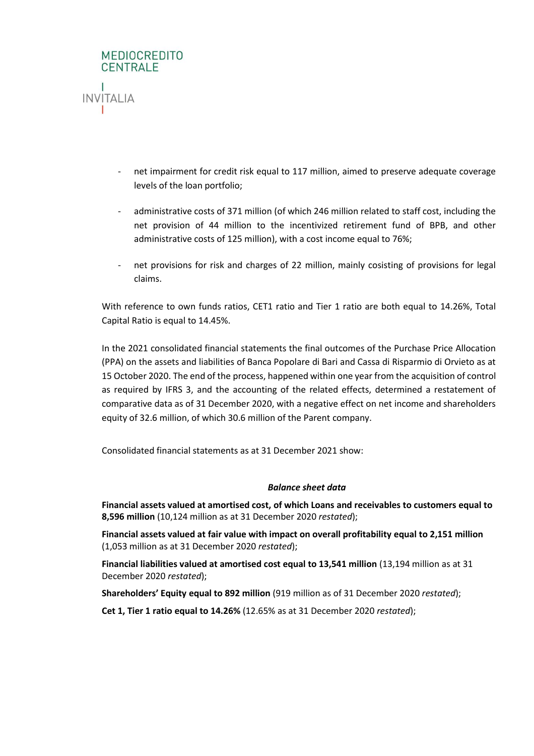- net impairment for credit risk equal to 117 million, aimed to preserve adequate coverage levels of the loan portfolio;
- administrative costs of 371 million (of which 246 million related to staff cost, including the net provision of 44 million to the incentivized retirement fund of BPB, and other administrative costs of 125 million), with a cost income equal to 76%;
- net provisions for risk and charges of 22 million, mainly cosisting of provisions for legal claims.

With reference to own funds ratios, CET1 ratio and Tier 1 ratio are both equal to 14.26%, Total Capital Ratio is equal to 14.45%.

In the 2021 consolidated financial statements the final outcomes of the Purchase Price Allocation (PPA) on the assets and liabilities of Banca Popolare di Bari and Cassa di Risparmio di Orvieto as at 15 October 2020. The end of the process, happened within one year from the acquisition of control as required by IFRS 3, and the accounting of the related effects, determined a restatement of comparative data as of 31 December 2020, with a negative effect on net income and shareholders equity of 32.6 million, of which 30.6 million of the Parent company.

Consolidated financial statements as at 31 December 2021 show:

***Balance sheet data***

**Financial assets valued at amortised cost, of which Loans and receivables to customers equal to 8,596 million** (10,124 million as at 31 December 2020 *restated*);

**Financial assets valued at fair value with impact on overall profitability equal to 2,151 million** (1,053 million as at 31 December 2020 *restated*);

**Financial liabilities valued at amortised cost equal to 13,541 million** (13,194 million as at 31 December 2020 *restated*);

**Shareholders' Equity equal to 892 million** (919 million as of 31 December 2020 *restated*);

**Cet 1, Tier 1 ratio equal to 14.26%** (12.65% as at 31 December 2020 *restated*);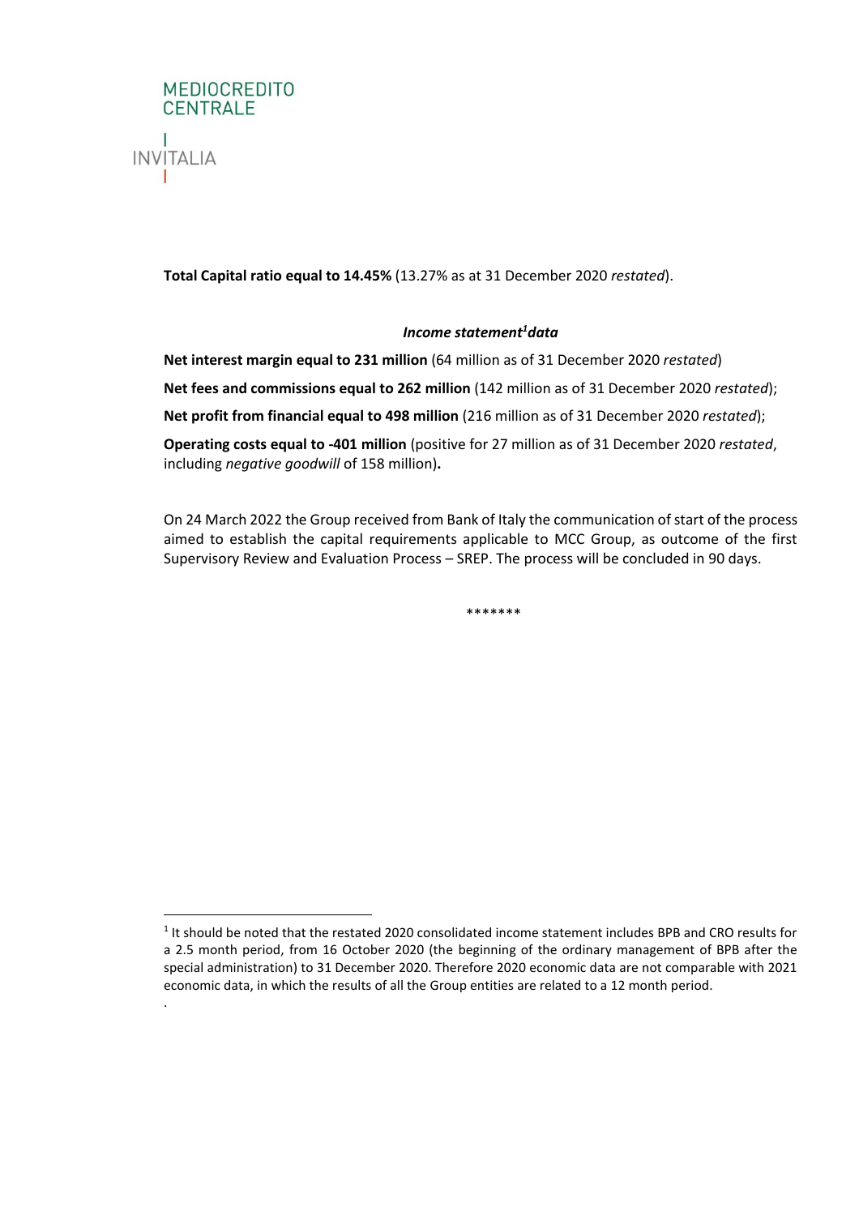**Total Capital ratio equal to 14.45%** (13.27% as at 31 December 2020 *restated*).

***Income statement[1] data***

**Net interest margin equal to 231 million** (64 million as of 31 December 2020 *restated*)

**Net fees and commissions equal to 262 million** (142 million as of 31 December 2020 *restated*);

**Net profit from financial equal to 498 million** (216 million as of 31 December 2020 *restated*);

**Operating costs equal to -401 million** (positive for 27 million as of 31 December 2020 *restated*, including *negative goodwill* of 158 million)**.**

On 24 March 2022 the Group received from Bank of Italy the communication of start of the process aimed to establish the capital requirements applicable to MCC Group, as outcome of the first Supervisory Review and Evaluation Process – SREP. The process will be concluded in 90 days.

*******

[1] It should be noted that the restated 2020 consolidated income statement includes BPB and CRO results for a 2.5 month period, from 16 October 2020 (the beginning of the ordinary management of BPB after the special administration) to 31 December 2020. Therefore 2020 economic data are not comparable with 2021 economic data, in which the results of all the Group entities are related to a 12 month period.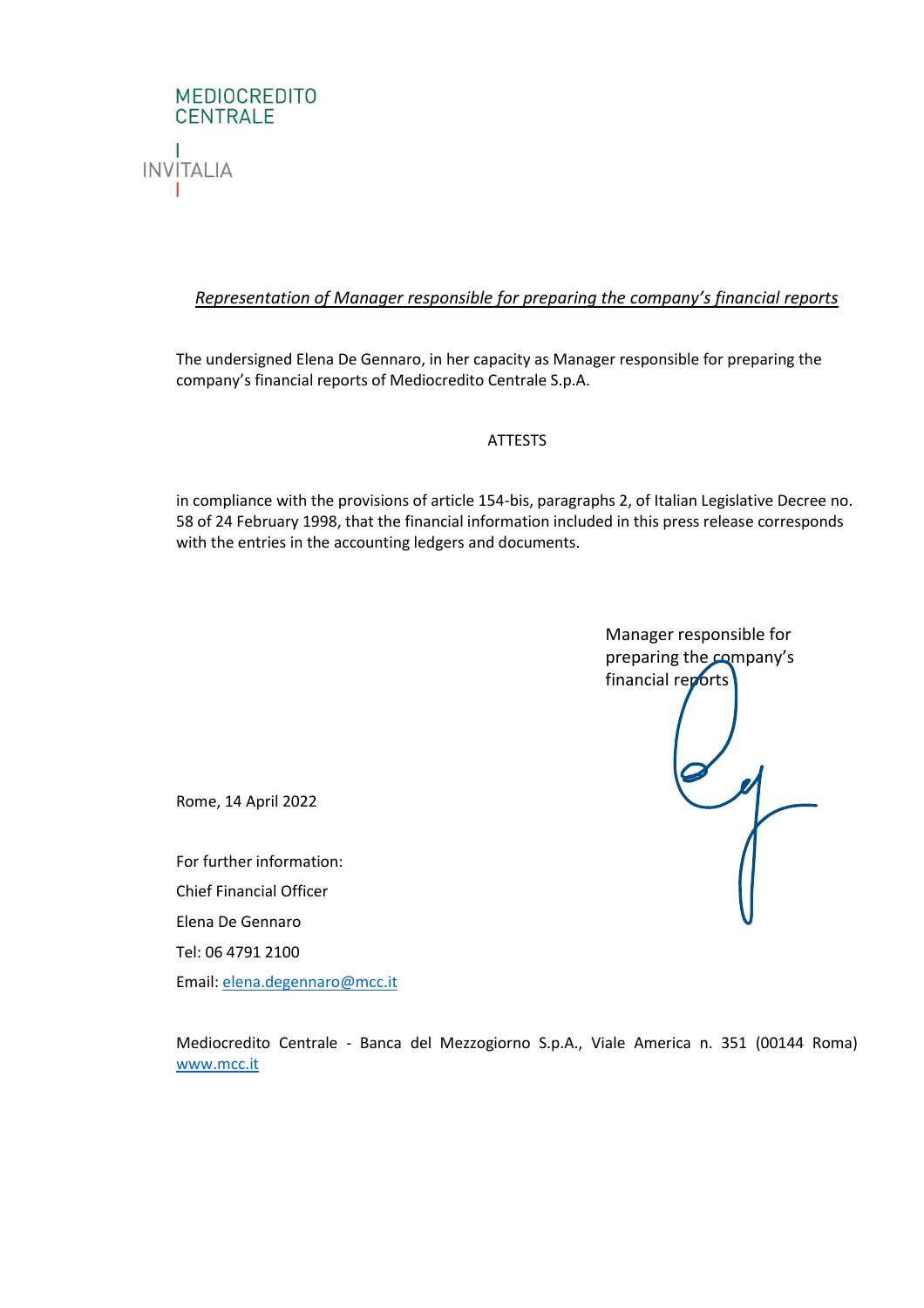MEDIOCREDITO CENTRALE

INVITALIA

*Representation of Manager responsible for preparing the company's financial reports*

The undersigned Elena De Gennaro, in her capacity as Manager responsible for preparing the company's financial reports of Mediocredito Centrale S.p.A.

ATTESTS

in compliance with the provisions of article 154-bis, paragraphs 2, of Italian Legislative Decree no. 58 of 24 February 1998, that the financial information included in this press release corresponds with the entries in the accounting ledgers and documents.

Manager responsible for preparing the company's financial reports

Rome, 14 April 2022

For further information:

Chief Financial Officer

Elena De Gennaro

Tel: 06 4791 2100

Email: elena.degennaro@mcc.it

Mediocredito Centrale - Banca del Mezzogiorno S.p.A., Viale America n. 351 (00144 Roma) www.mcc.it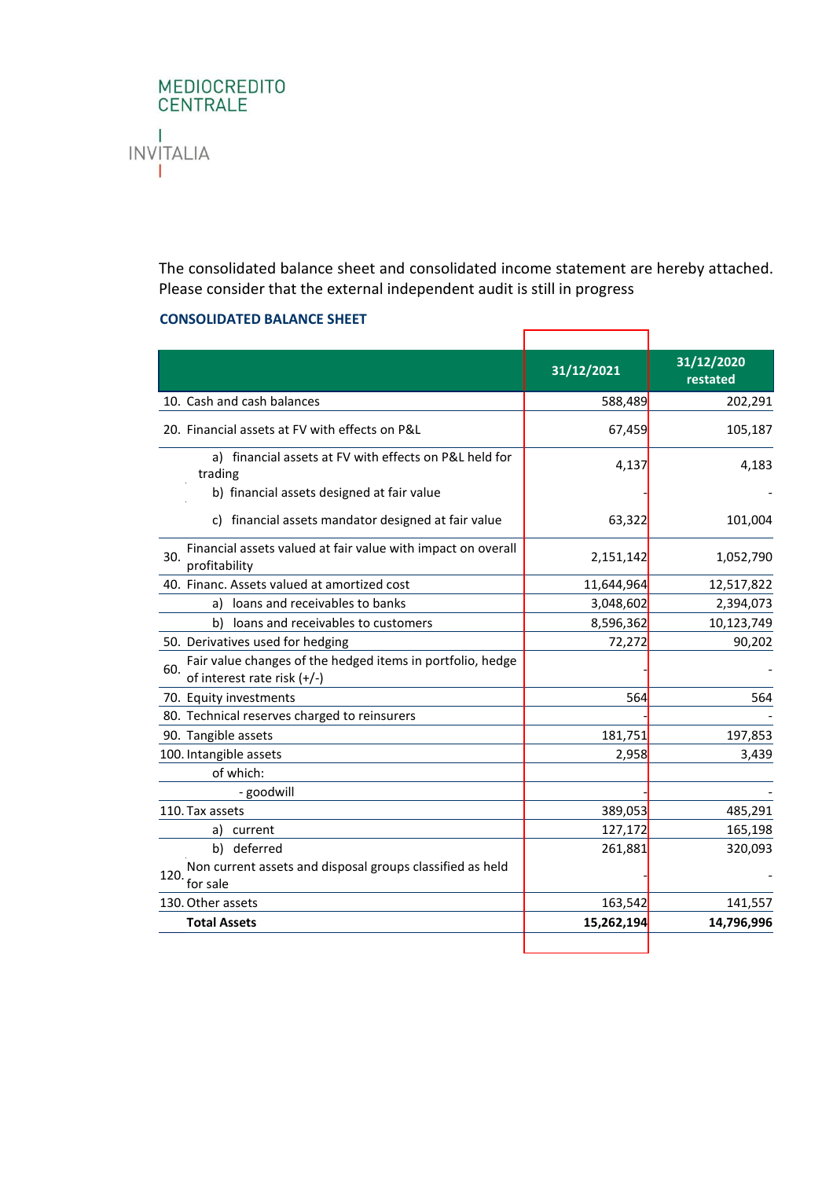MEDIOCREDITO CENTRALE

INVITALIA

The consolidated balance sheet and consolidated income statement are hereby attached. Please consider that the external independent audit is still in progress

### CONSOLIDATED BALANCE SHEET

| | 31/12/2021 | 31/12/2020 restated |
|---|---|---|
| 10. Cash and cash balances | 588,489 | 202,291 |
| 20. Financial assets at FV with effects on P&L | 67,459 | 105,187 |
| a) financial assets at FV with effects on P&L held for trading | 4,137 | 4,183 |
| b) financial assets designed at fair value | - | - |
| c) financial assets mandator designed at fair value | 63,322 | 101,004 |
| 30. Financial assets valued at fair value with impact on overall profitability | 2,151,142 | 1,052,790 |
| 40. Financ. Assets valued at amortized cost | 11,644,964 | 12,517,822 |
| a) loans and receivables to banks | 3,048,602 | 2,394,073 |
| b) loans and receivables to customers | 8,596,362 | 10,123,749 |
| 50. Derivatives used for hedging | 72,272 | 90,202 |
| 60. Fair value changes of the hedged items in portfolio, hedge of interest rate risk (+/-) | - | - |
| 70. Equity investments | 564 | 564 |
| 80. Technical reserves charged to reinsurers | - | - |
| 90. Tangible assets | 181,751 | 197,853 |
| 100. Intangible assets | 2,958 | 3,439 |
| of which: | | |
| - goodwill | - | - |
| 110. Tax assets | 389,053 | 485,291 |
| a) current | 127,172 | 165,198 |
| b) deferred | 261,881 | 320,093 |
| 120. Non current assets and disposal groups classified as held for sale | - | - |
| 130. Other assets | 163,542 | 141,557 |
| **Total Assets** | **15,262,194** | **14,796,996** |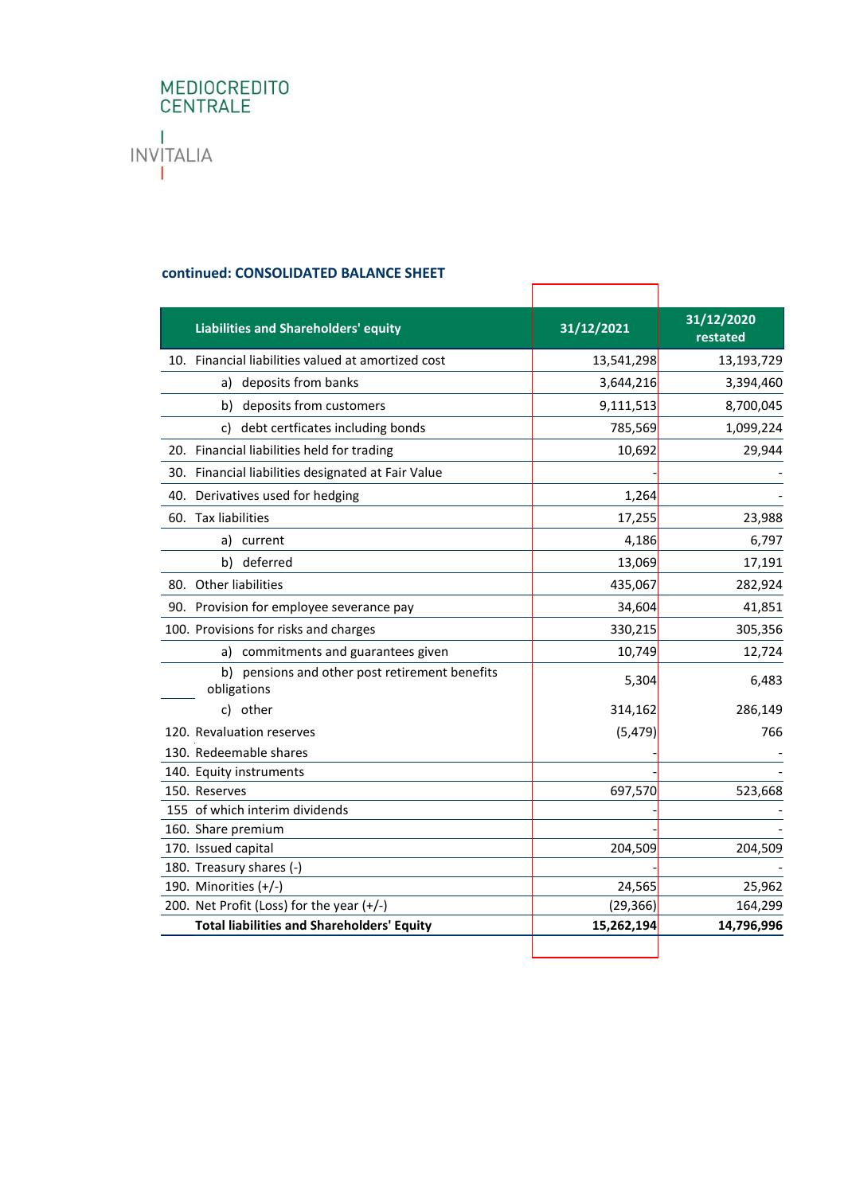MEDIOCREDITO CENTRALE

INVITALIA

### continued: CONSOLIDATED BALANCE SHEET

| Liabilities and Shareholders' equity | 31/12/2021 | 31/12/2020 restated |
|---|---|---|
| 10. Financial liabilities valued at amortized cost | 13,541,298 | 13,193,729 |
| a) deposits from banks | 3,644,216 | 3,394,460 |
| b) deposits from customers | 9,111,513 | 8,700,045 |
| c) debt certficates including bonds | 785,569 | 1,099,224 |
| 20. Financial liabilities held for trading | 10,692 | 29,944 |
| 30. Financial liabilities designated at Fair Value | - | - |
| 40. Derivatives used for hedging | 1,264 | - |
| 60. Tax liabilities | 17,255 | 23,988 |
| a) current | 4,186 | 6,797 |
| b) deferred | 13,069 | 17,191 |
| 80. Other liabilities | 435,067 | 282,924 |
| 90. Provision for employee severance pay | 34,604 | 41,851 |
| 100. Provisions for risks and charges | 330,215 | 305,356 |
| a) commitments and guarantees given | 10,749 | 12,724 |
| b) pensions and other post retirement benefits obligations | 5,304 | 6,483 |
| c) other | 314,162 | 286,149 |
| 120. Revaluation reserves | (5,479) | 766 |
| 130. Redeemable shares | - | - |
| 140. Equity instruments | - | - |
| 150. Reserves | 697,570 | 523,668 |
| 155 of which interim dividends | - | - |
| 160. Share premium | - | - |
| 170. Issued capital | 204,509 | 204,509 |
| 180. Treasury shares (-) | - | - |
| 190. Minorities (+/-) | 24,565 | 25,962 |
| 200. Net Profit (Loss) for the year (+/-) | (29,366) | 164,299 |
| **Total liabilities and Shareholders' Equity** | **15,262,194** | **14,796,996** |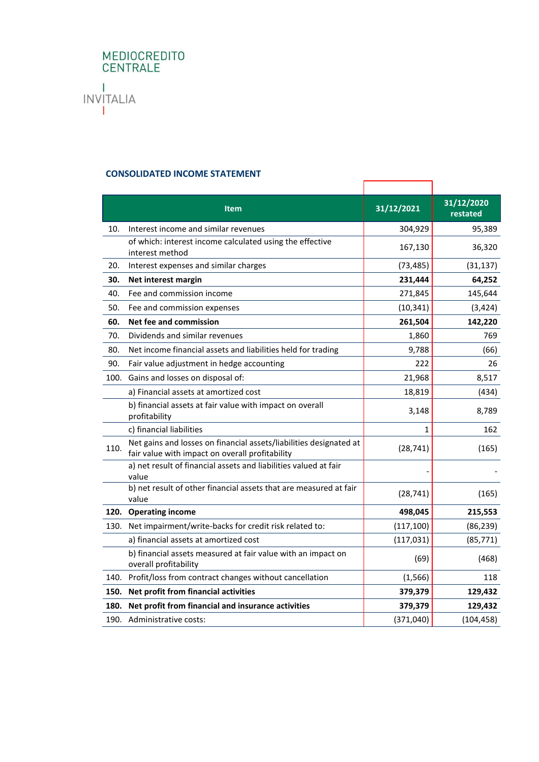MEDIOCREDITO CENTRALE

INVITALIA

## CONSOLIDATED INCOME STATEMENT

| | Item | 31/12/2021 | 31/12/2020 restated |
|---|---|---|---|
| 10. | Interest income and similar revenues | 304,929 | 95,389 |
| | of which: interest income calculated using the effective interest method | 167,130 | 36,320 |
| 20. | Interest expenses and similar charges | (73,485) | (31,137) |
| **30.** | **Net interest margin** | **231,444** | **64,252** |
| 40. | Fee and commission income | 271,845 | 145,644 |
| 50. | Fee and commission expenses | (10,341) | (3,424) |
| **60.** | **Net fee and commission** | **261,504** | **142,220** |
| 70. | Dividends and similar revenues | 1,860 | 769 |
| 80. | Net income financial assets and liabilities held for trading | 9,788 | (66) |
| 90. | Fair value adjustment in hedge accounting | 222 | 26 |
| 100. | Gains and losses on disposal of: | 21,968 | 8,517 |
| | a) Financial assets at amortized cost | 18,819 | (434) |
| | b) financial assets at fair value with impact on overall profitability | 3,148 | 8,789 |
| | c) financial liabilities | 1 | 162 |
| 110. | Net gains and losses on financial assets/liabilities designated at fair value with impact on overall profitability | (28,741) | (165) |
| | a) net result of financial assets and liabilities valued at fair value | - | - |
| | b) net result of other financial assets that are measured at fair value | (28,741) | (165) |
| **120.** | **Operating income** | **498,045** | **215,553** |
| 130. | Net impairment/write-backs for credit risk related to: | (117,100) | (86,239) |
| | a) financial assets at amortized cost | (117,031) | (85,771) |
| | b) financial assets measured at fair value with an impact on overall profitability | (69) | (468) |
| 140. | Profit/loss from contract changes without cancellation | (1,566) | 118 |
| **150.** | **Net profit from financial activities** | **379,379** | **129,432** |
| **180.** | **Net profit from financial and insurance activities** | **379,379** | **129,432** |
| 190. | Administrative costs: | (371,040) | (104,458) |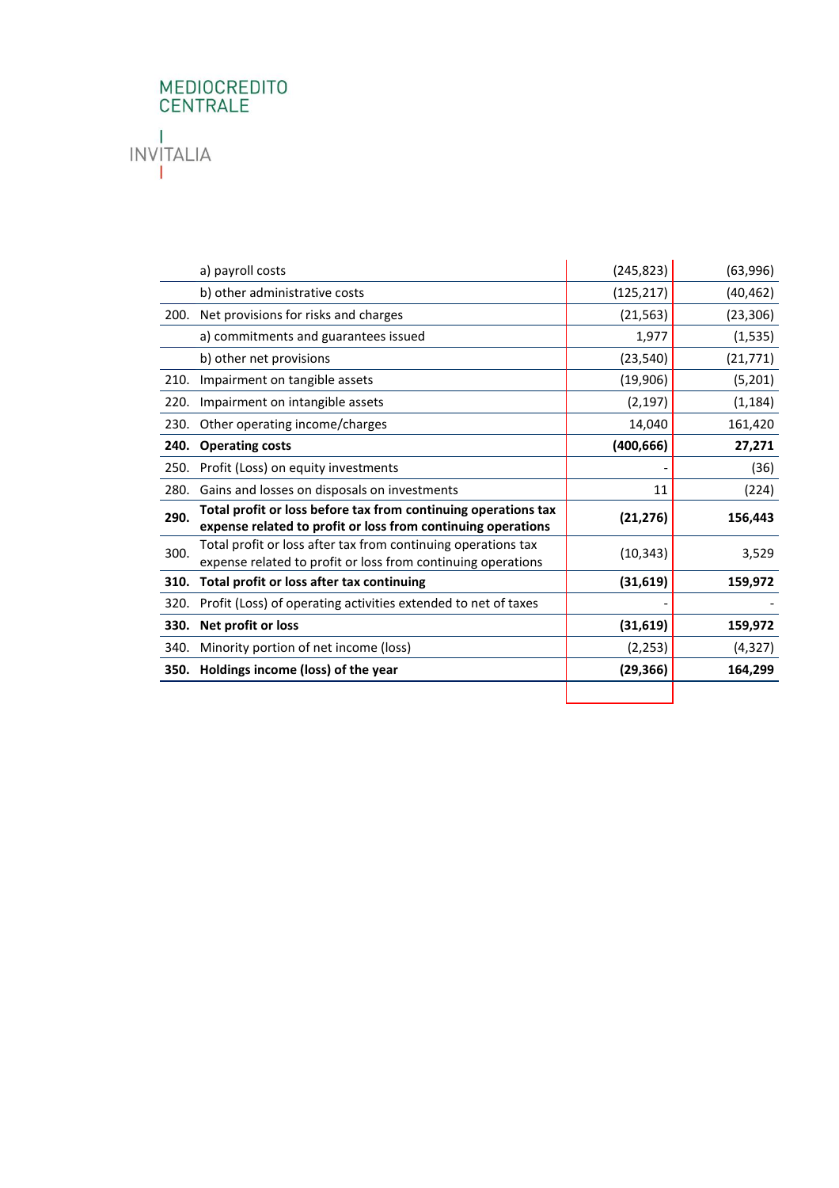MEDIOCREDITO CENTRALE

INVITALIA

| | | | |
|---|---|---|---|
| | a) payroll costs | (245,823) | (63,996) |
| | b) other administrative costs | (125,217) | (40,462) |
| 200. | Net provisions for risks and charges | (21,563) | (23,306) |
| | a) commitments and guarantees issued | 1,977 | (1,535) |
| | b) other net provisions | (23,540) | (21,771) |
| 210. | Impairment on tangible assets | (19,906) | (5,201) |
| 220. | Impairment on intangible assets | (2,197) | (1,184) |
| 230. | Other operating income/charges | 14,040 | 161,420 |
| **240.** | **Operating costs** | **(400,666)** | **27,271** |
| 250. | Profit (Loss) on equity investments | - | (36) |
| 280. | Gains and losses on disposals on investments | 11 | (224) |
| **290.** | **Total profit or loss before tax from continuing operations tax expense related to profit or loss from continuing operations** | **(21,276)** | **156,443** |
| 300. | Total profit or loss after tax from continuing operations tax expense related to profit or loss from continuing operations | (10,343) | 3,529 |
| **310.** | **Total profit or loss after tax continuing** | **(31,619)** | **159,972** |
| 320. | Profit (Loss) of operating activities extended to net of taxes | - | - |
| **330.** | **Net profit or loss** | **(31,619)** | **159,972** |
| 340. | Minority portion of net income (loss) | (2,253) | (4,327) |
| **350.** | **Holdings income (loss) of the year** | **(29,366)** | **164,299** |